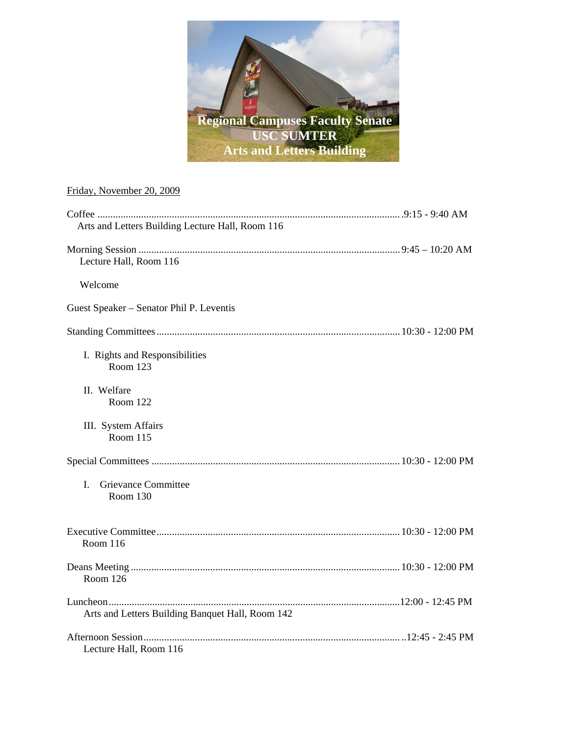**Regional Campuses Faculty Senate**
**USC SUMTER**
**Arts and Letters Building**

Friday, November 20, 2009

Coffee .................................................................................................................9:15 - 9:40 AM
Arts and Letters Building Lecture Hall, Room 116

Morning Session ..................................................................................................9:45 – 10:20 AM
Lecture Hall, Room 116

Welcome

Guest Speaker – Senator Phil P. Leventis

Standing Committees..........................................................................................10:30 - 12:00 PM

I. Rights and Responsibilities
Room 123

II. Welfare
Room 122

III. System Affairs
Room 115

Special Committees ............................................................................................10:30 - 12:00 PM

I. Grievance Committee
Room 130

Executive Committee..........................................................................................10:30 - 12:00 PM
Room 116

Deans Meeting ....................................................................................................10:30 - 12:00 PM
Room 126

Luncheon............................................................................................................12:00 - 12:45 PM
Arts and Letters Building Banquet Hall, Room 142

Afternoon Session...............................................................................................12:45 - 2:45 PM
Lecture Hall, Room 116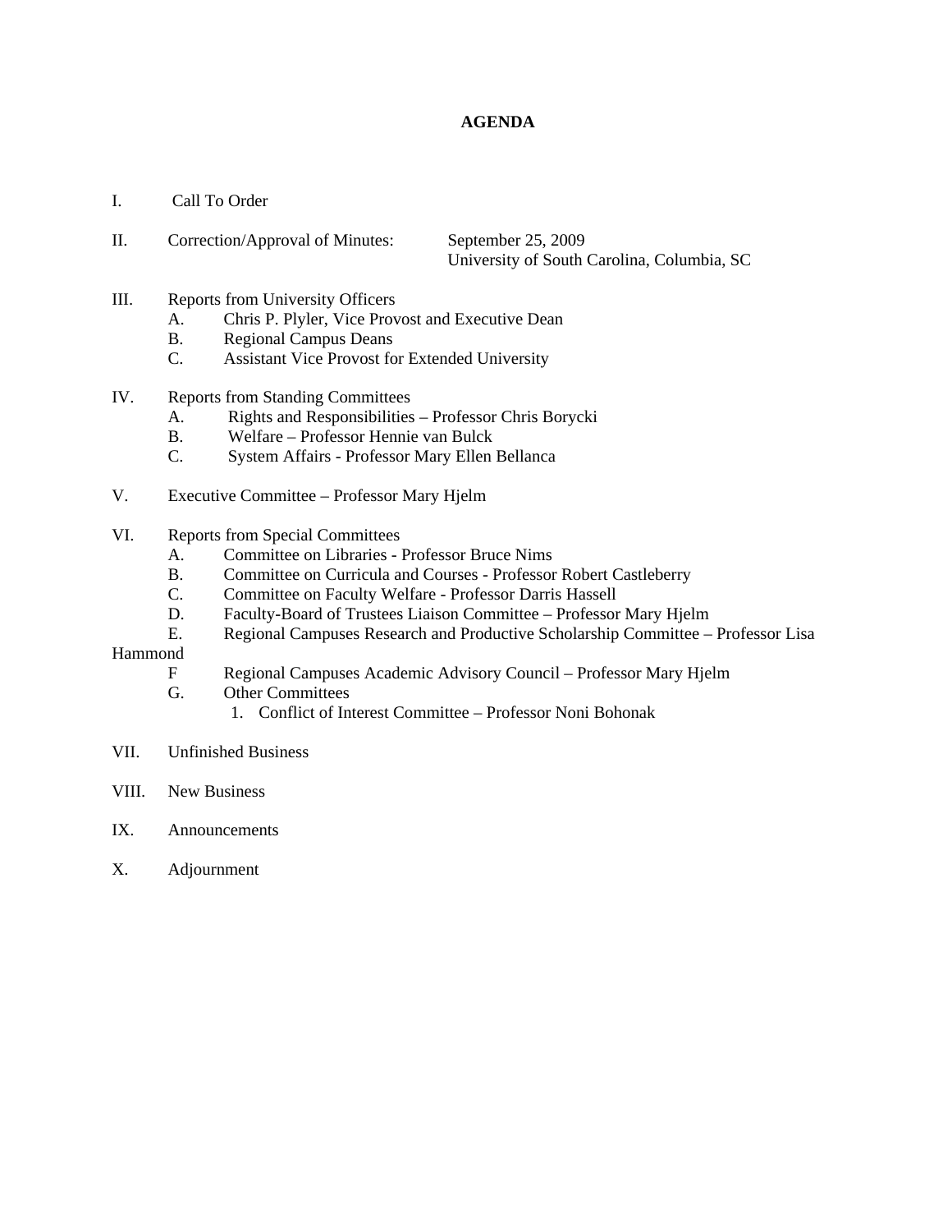# AGENDA

I. Call To Order

II. Correction/Approval of Minutes: September 25, 2009
University of South Carolina, Columbia, SC

III. Reports from University Officers
   A. Chris P. Plyler, Vice Provost and Executive Dean
   B. Regional Campus Deans
   C. Assistant Vice Provost for Extended University

IV. Reports from Standing Committees
   A. Rights and Responsibilities – Professor Chris Borycki
   B. Welfare – Professor Hennie van Bulck
   C. System Affairs - Professor Mary Ellen Bellanca

V. Executive Committee – Professor Mary Hjelm

VI. Reports from Special Committees
   A. Committee on Libraries - Professor Bruce Nims
   B. Committee on Curricula and Courses - Professor Robert Castleberry
   C. Committee on Faculty Welfare - Professor Darris Hassell
   D. Faculty-Board of Trustees Liaison Committee – Professor Mary Hjelm
   E. Regional Campuses Research and Productive Scholarship Committee – Professor Lisa Hammond
   F Regional Campuses Academic Advisory Council – Professor Mary Hjelm
   G. Other Committees
      1. Conflict of Interest Committee – Professor Noni Bohonak

VII. Unfinished Business

VIII. New Business

IX. Announcements

X. Adjournment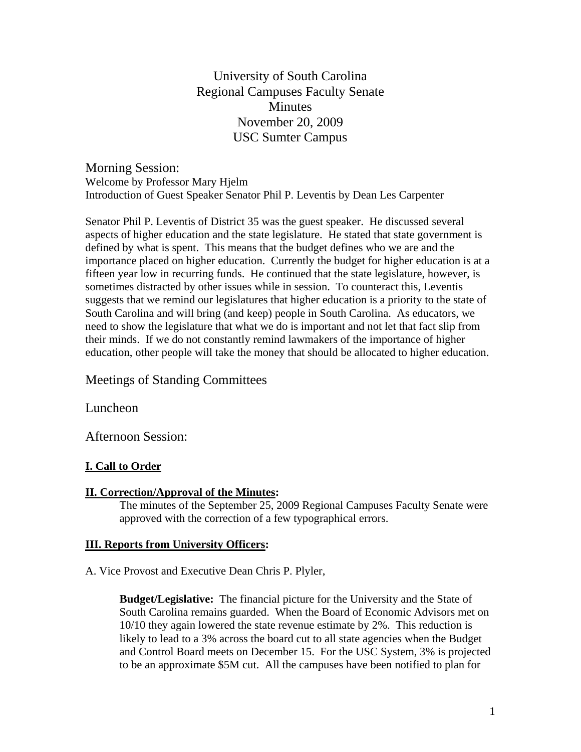# University of South Carolina
# Regional Campuses Faculty Senate
# Minutes
# November 20, 2009
# USC Sumter Campus

## Morning Session:

Welcome by Professor Mary Hjelm

Introduction of Guest Speaker Senator Phil P. Leventis by Dean Les Carpenter

Senator Phil P. Leventis of District 35 was the guest speaker. He discussed several aspects of higher education and the state legislature. He stated that state government is defined by what is spent. This means that the budget defines who we are and the importance placed on higher education. Currently the budget for higher education is at a fifteen year low in recurring funds. He continued that the state legislature, however, is sometimes distracted by other issues while in session. To counteract this, Leventis suggests that we remind our legislatures that higher education is a priority to the state of South Carolina and will bring (and keep) people in South Carolina. As educators, we need to show the legislature that what we do is important and not let that fact slip from their minds. If we do not constantly remind lawmakers of the importance of higher education, other people will take the money that should be allocated to higher education.

## Meetings of Standing Committees

## Luncheon

## Afternoon Session:

**I. Call to Order**

**II. Correction/Approval of the Minutes:**

The minutes of the September 25, 2009 Regional Campuses Faculty Senate were approved with the correction of a few typographical errors.

**III. Reports from University Officers:**

A. Vice Provost and Executive Dean Chris P. Plyler,

**Budget/Legislative:** The financial picture for the University and the State of South Carolina remains guarded. When the Board of Economic Advisors met on 10/10 they again lowered the state revenue estimate by 2%. This reduction is likely to lead to a 3% across the board cut to all state agencies when the Budget and Control Board meets on December 15. For the USC System, 3% is projected to be an approximate $5M cut. All the campuses have been notified to plan for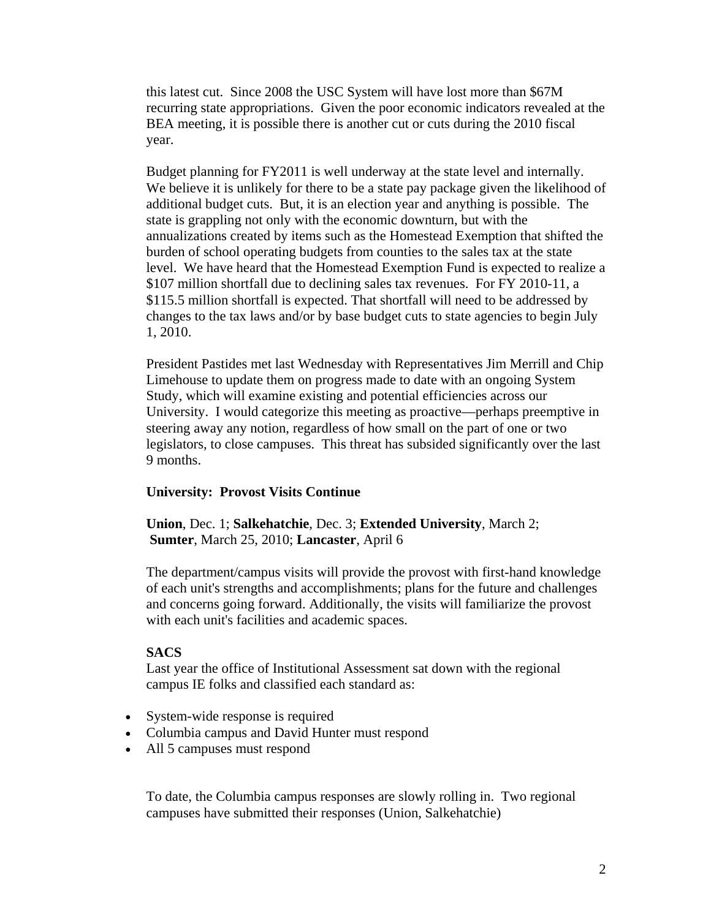this latest cut. Since 2008 the USC System will have lost more than $67M recurring state appropriations. Given the poor economic indicators revealed at the BEA meeting, it is possible there is another cut or cuts during the 2010 fiscal year.

Budget planning for FY2011 is well underway at the state level and internally. We believe it is unlikely for there to be a state pay package given the likelihood of additional budget cuts. But, it is an election year and anything is possible. The state is grappling not only with the economic downturn, but with the annualizations created by items such as the Homestead Exemption that shifted the burden of school operating budgets from counties to the sales tax at the state level. We have heard that the Homestead Exemption Fund is expected to realize a $107 million shortfall due to declining sales tax revenues. For FY 2010-11, a $115.5 million shortfall is expected. That shortfall will need to be addressed by changes to the tax laws and/or by base budget cuts to state agencies to begin July 1, 2010.

President Pastides met last Wednesday with Representatives Jim Merrill and Chip Limehouse to update them on progress made to date with an ongoing System Study, which will examine existing and potential efficiencies across our University. I would categorize this meeting as proactive—perhaps preemptive in steering away any notion, regardless of how small on the part of one or two legislators, to close campuses. This threat has subsided significantly over the last 9 months.

**University: Provost Visits Continue**

**Union**, Dec. 1; **Salkehatchie**, Dec. 3; **Extended University**, March 2; **Sumter**, March 25, 2010; **Lancaster**, April 6

The department/campus visits will provide the provost with first-hand knowledge of each unit's strengths and accomplishments; plans for the future and challenges and concerns going forward. Additionally, the visits will familiarize the provost with each unit's facilities and academic spaces.

**SACS**

Last year the office of Institutional Assessment sat down with the regional campus IE folks and classified each standard as:

- System-wide response is required
- Columbia campus and David Hunter must respond
- All 5 campuses must respond

To date, the Columbia campus responses are slowly rolling in. Two regional campuses have submitted their responses (Union, Salkehatchie)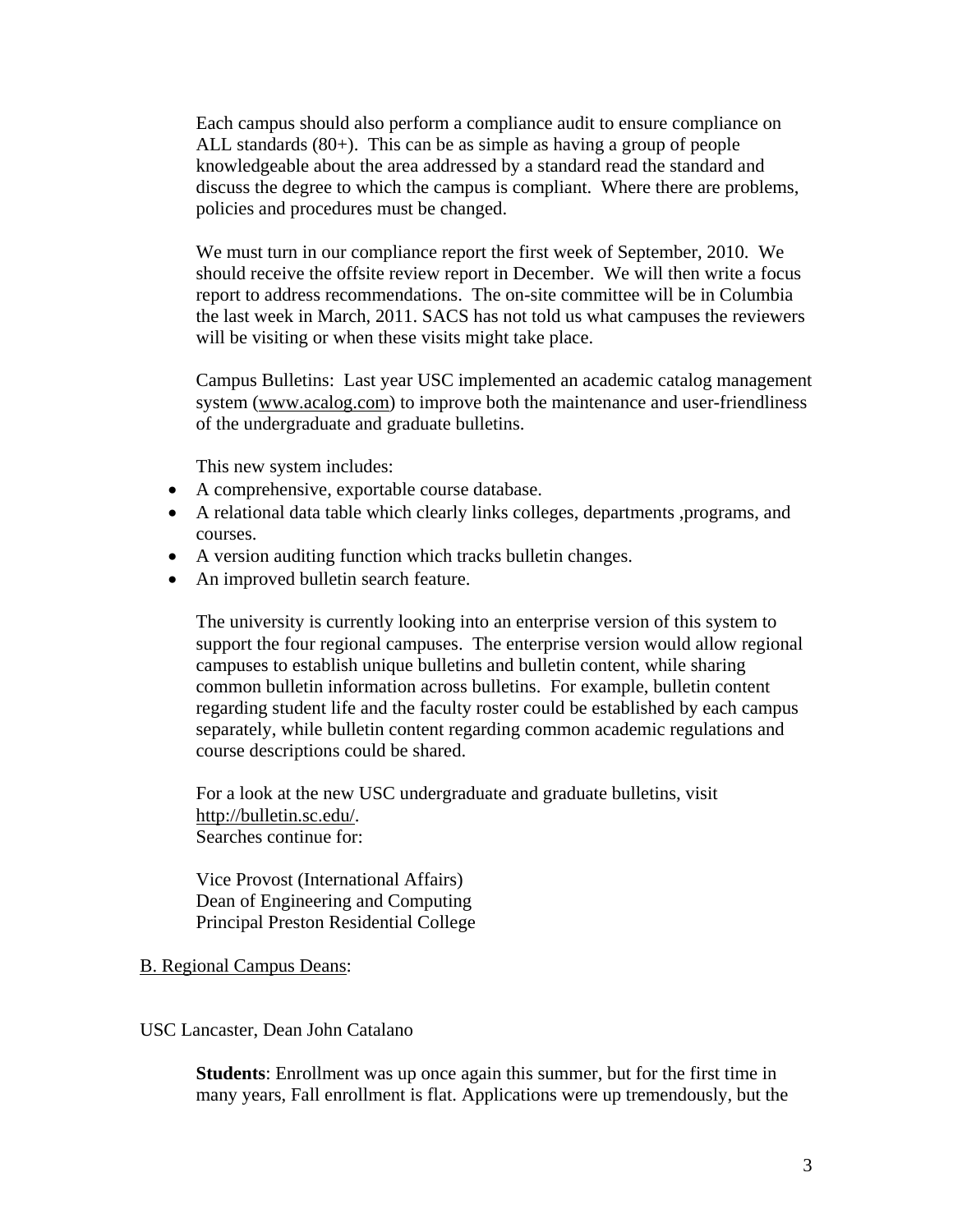Each campus should also perform a compliance audit to ensure compliance on ALL standards (80+). This can be as simple as having a group of people knowledgeable about the area addressed by a standard read the standard and discuss the degree to which the campus is compliant. Where there are problems, policies and procedures must be changed.

We must turn in our compliance report the first week of September, 2010. We should receive the offsite review report in December. We will then write a focus report to address recommendations. The on-site committee will be in Columbia the last week in March, 2011. SACS has not told us what campuses the reviewers will be visiting or when these visits might take place.

Campus Bulletins: Last year USC implemented an academic catalog management system (www.acalog.com) to improve both the maintenance and user-friendliness of the undergraduate and graduate bulletins.

This new system includes:

- A comprehensive, exportable course database.
- A relational data table which clearly links colleges, departments ,programs, and courses.
- A version auditing function which tracks bulletin changes.
- An improved bulletin search feature.

The university is currently looking into an enterprise version of this system to support the four regional campuses. The enterprise version would allow regional campuses to establish unique bulletins and bulletin content, while sharing common bulletin information across bulletins. For example, bulletin content regarding student life and the faculty roster could be established by each campus separately, while bulletin content regarding common academic regulations and course descriptions could be shared.

For a look at the new USC undergraduate and graduate bulletins, visit http://bulletin.sc.edu/.
Searches continue for:

Vice Provost (International Affairs)
Dean of Engineering and Computing
Principal Preston Residential College

B. Regional Campus Deans:

USC Lancaster, Dean John Catalano

**Students**: Enrollment was up once again this summer, but for the first time in many years, Fall enrollment is flat. Applications were up tremendously, but the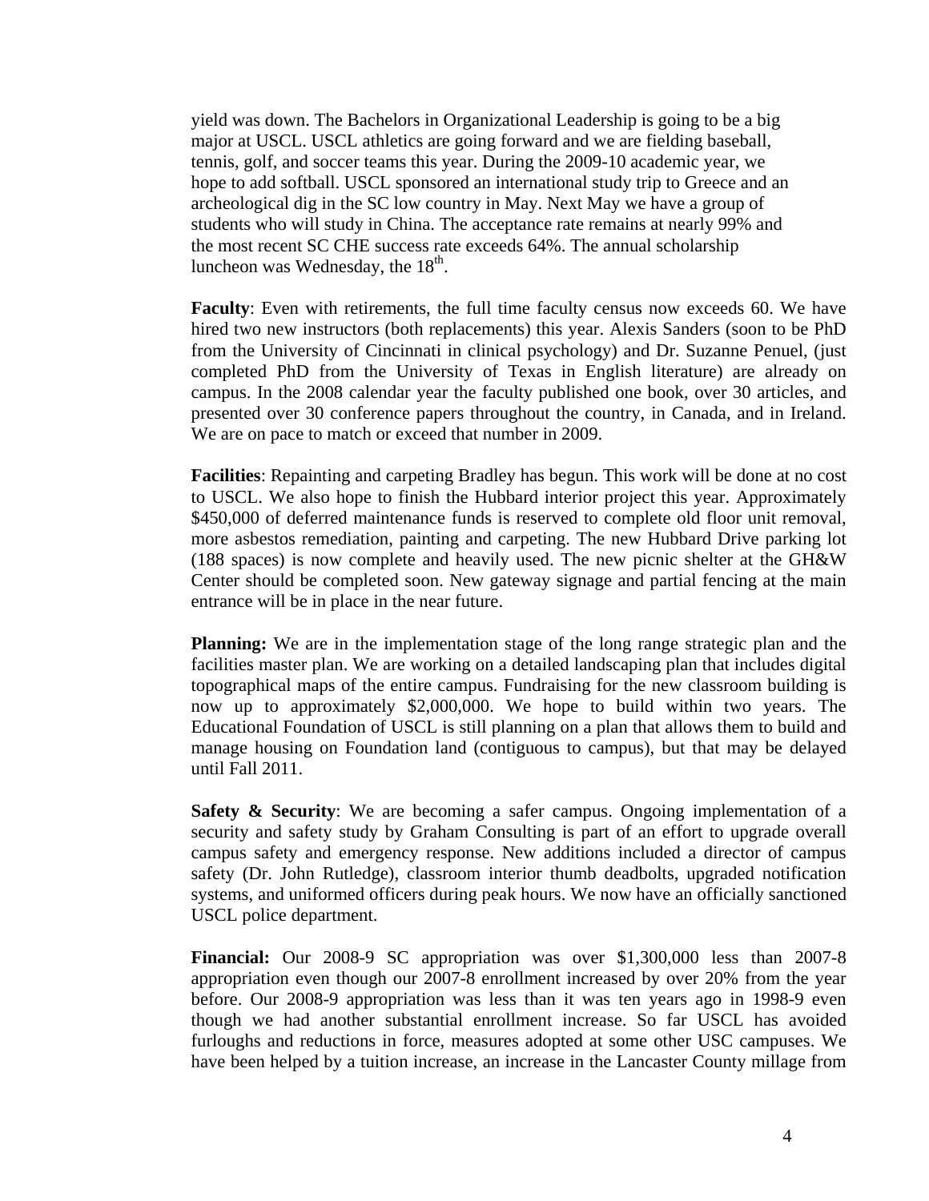yield was down. The Bachelors in Organizational Leadership is going to be a big major at USCL. USCL athletics are going forward and we are fielding baseball, tennis, golf, and soccer teams this year. During the 2009-10 academic year, we hope to add softball. USCL sponsored an international study trip to Greece and an archeological dig in the SC low country in May. Next May we have a group of students who will study in China. The acceptance rate remains at nearly 99% and the most recent SC CHE success rate exceeds 64%. The annual scholarship luncheon was Wednesday, the 18th.

**Faculty**: Even with retirements, the full time faculty census now exceeds 60. We have hired two new instructors (both replacements) this year. Alexis Sanders (soon to be PhD from the University of Cincinnati in clinical psychology) and Dr. Suzanne Penuel, (just completed PhD from the University of Texas in English literature) are already on campus. In the 2008 calendar year the faculty published one book, over 30 articles, and presented over 30 conference papers throughout the country, in Canada, and in Ireland. We are on pace to match or exceed that number in 2009.

**Facilities**: Repainting and carpeting Bradley has begun. This work will be done at no cost to USCL. We also hope to finish the Hubbard interior project this year. Approximately $450,000 of deferred maintenance funds is reserved to complete old floor unit removal, more asbestos remediation, painting and carpeting. The new Hubbard Drive parking lot (188 spaces) is now complete and heavily used. The new picnic shelter at the GH&W Center should be completed soon. New gateway signage and partial fencing at the main entrance will be in place in the near future.

**Planning:** We are in the implementation stage of the long range strategic plan and the facilities master plan. We are working on a detailed landscaping plan that includes digital topographical maps of the entire campus. Fundraising for the new classroom building is now up to approximately $2,000,000. We hope to build within two years. The Educational Foundation of USCL is still planning on a plan that allows them to build and manage housing on Foundation land (contiguous to campus), but that may be delayed until Fall 2011.

**Safety & Security**: We are becoming a safer campus. Ongoing implementation of a security and safety study by Graham Consulting is part of an effort to upgrade overall campus safety and emergency response. New additions included a director of campus safety (Dr. John Rutledge), classroom interior thumb deadbolts, upgraded notification systems, and uniformed officers during peak hours. We now have an officially sanctioned USCL police department.

**Financial:** Our 2008-9 SC appropriation was over $1,300,000 less than 2007-8 appropriation even though our 2007-8 enrollment increased by over 20% from the year before. Our 2008-9 appropriation was less than it was ten years ago in 1998-9 even though we had another substantial enrollment increase. So far USCL has avoided furloughs and reductions in force, measures adopted at some other USC campuses. We have been helped by a tuition increase, an increase in the Lancaster County millage from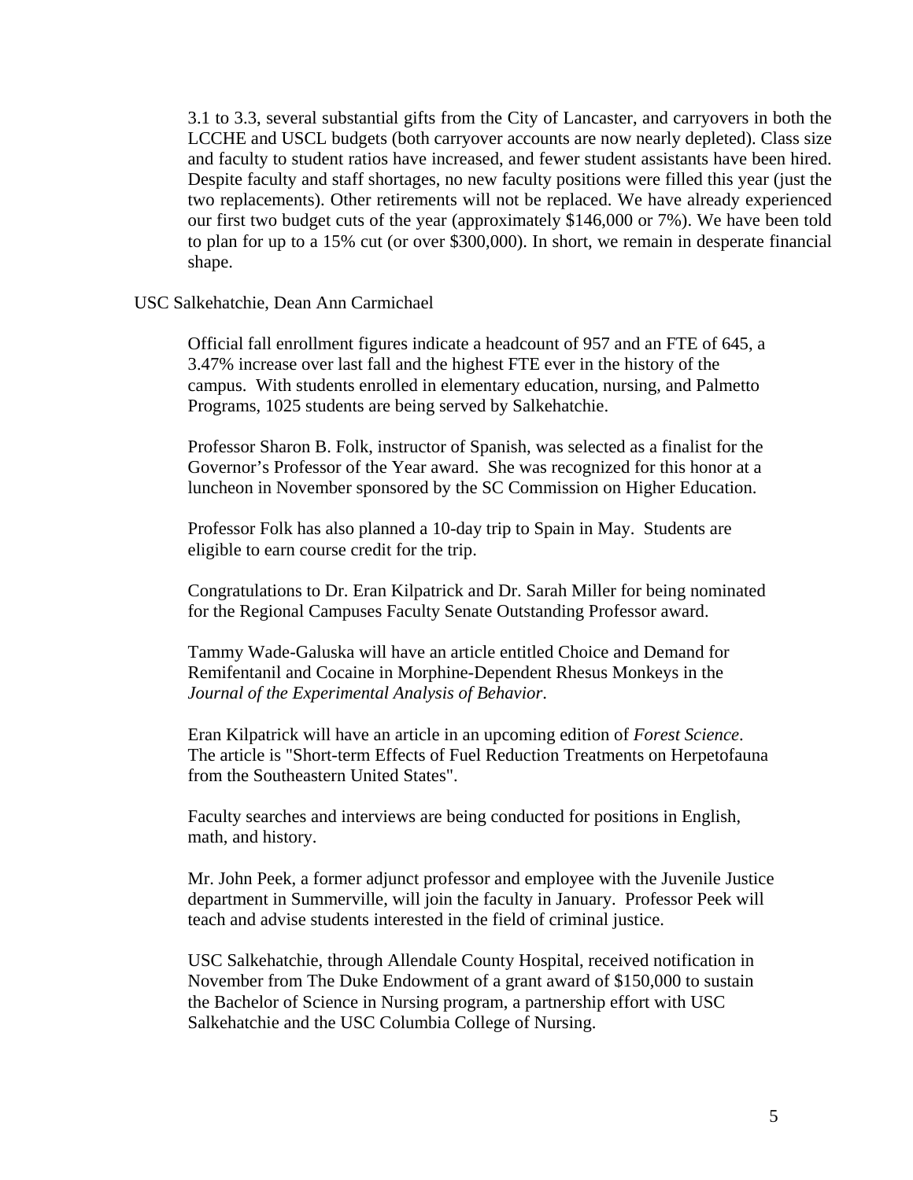3.1 to 3.3, several substantial gifts from the City of Lancaster, and carryovers in both the LCCHE and USCL budgets (both carryover accounts are now nearly depleted). Class size and faculty to student ratios have increased, and fewer student assistants have been hired. Despite faculty and staff shortages, no new faculty positions were filled this year (just the two replacements). Other retirements will not be replaced. We have already experienced our first two budget cuts of the year (approximately $146,000 or 7%). We have been told to plan for up to a 15% cut (or over $300,000). In short, we remain in desperate financial shape.

USC Salkehatchie, Dean Ann Carmichael

Official fall enrollment figures indicate a headcount of 957 and an FTE of 645, a 3.47% increase over last fall and the highest FTE ever in the history of the campus. With students enrolled in elementary education, nursing, and Palmetto Programs, 1025 students are being served by Salkehatchie.

Professor Sharon B. Folk, instructor of Spanish, was selected as a finalist for the Governor's Professor of the Year award. She was recognized for this honor at a luncheon in November sponsored by the SC Commission on Higher Education.

Professor Folk has also planned a 10-day trip to Spain in May. Students are eligible to earn course credit for the trip.

Congratulations to Dr. Eran Kilpatrick and Dr. Sarah Miller for being nominated for the Regional Campuses Faculty Senate Outstanding Professor award.

Tammy Wade-Galuska will have an article entitled Choice and Demand for Remifentanil and Cocaine in Morphine-Dependent Rhesus Monkeys in the *Journal of the Experimental Analysis of Behavior*.

Eran Kilpatrick will have an article in an upcoming edition of *Forest Science*. The article is "Short-term Effects of Fuel Reduction Treatments on Herpetofauna from the Southeastern United States".

Faculty searches and interviews are being conducted for positions in English, math, and history.

Mr. John Peek, a former adjunct professor and employee with the Juvenile Justice department in Summerville, will join the faculty in January. Professor Peek will teach and advise students interested in the field of criminal justice.

USC Salkehatchie, through Allendale County Hospital, received notification in November from The Duke Endowment of a grant award of $150,000 to sustain the Bachelor of Science in Nursing program, a partnership effort with USC Salkehatchie and the USC Columbia College of Nursing.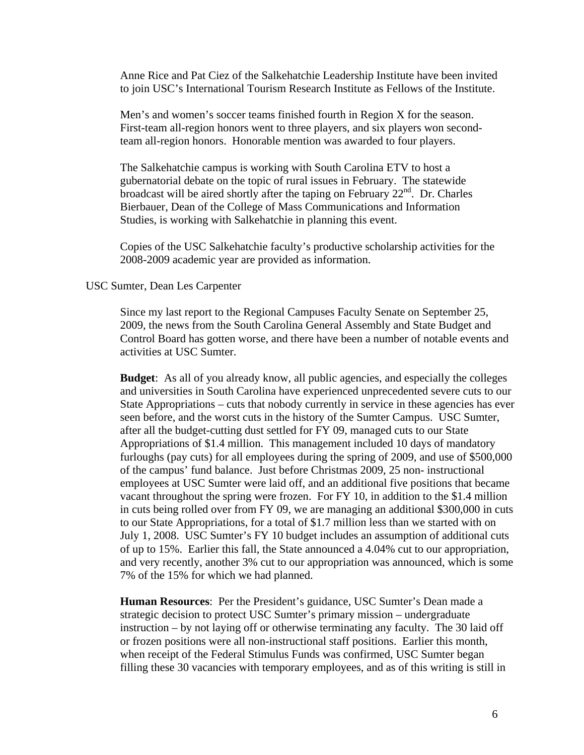Anne Rice and Pat Ciez of the Salkehatchie Leadership Institute have been invited to join USC's International Tourism Research Institute as Fellows of the Institute.

Men's and women's soccer teams finished fourth in Region X for the season. First-team all-region honors went to three players, and six players won second-team all-region honors. Honorable mention was awarded to four players.

The Salkehatchie campus is working with South Carolina ETV to host a gubernatorial debate on the topic of rural issues in February. The statewide broadcast will be aired shortly after the taping on February 22nd. Dr. Charles Bierbauer, Dean of the College of Mass Communications and Information Studies, is working with Salkehatchie in planning this event.

Copies of the USC Salkehatchie faculty's productive scholarship activities for the 2008-2009 academic year are provided as information.

USC Sumter, Dean Les Carpenter

Since my last report to the Regional Campuses Faculty Senate on September 25, 2009, the news from the South Carolina General Assembly and State Budget and Control Board has gotten worse, and there have been a number of notable events and activities at USC Sumter.

**Budget**: As all of you already know, all public agencies, and especially the colleges and universities in South Carolina have experienced unprecedented severe cuts to our State Appropriations – cuts that nobody currently in service in these agencies has ever seen before, and the worst cuts in the history of the Sumter Campus. USC Sumter, after all the budget-cutting dust settled for FY 09, managed cuts to our State Appropriations of $1.4 million. This management included 10 days of mandatory furloughs (pay cuts) for all employees during the spring of 2009, and use of $500,000 of the campus' fund balance. Just before Christmas 2009, 25 non- instructional employees at USC Sumter were laid off, and an additional five positions that became vacant throughout the spring were frozen. For FY 10, in addition to the $1.4 million in cuts being rolled over from FY 09, we are managing an additional $300,000 in cuts to our State Appropriations, for a total of $1.7 million less than we started with on July 1, 2008. USC Sumter's FY 10 budget includes an assumption of additional cuts of up to 15%. Earlier this fall, the State announced a 4.04% cut to our appropriation, and very recently, another 3% cut to our appropriation was announced, which is some 7% of the 15% for which we had planned.

**Human Resources**: Per the President's guidance, USC Sumter's Dean made a strategic decision to protect USC Sumter's primary mission – undergraduate instruction – by not laying off or otherwise terminating any faculty. The 30 laid off or frozen positions were all non-instructional staff positions. Earlier this month, when receipt of the Federal Stimulus Funds was confirmed, USC Sumter began filling these 30 vacancies with temporary employees, and as of this writing is still in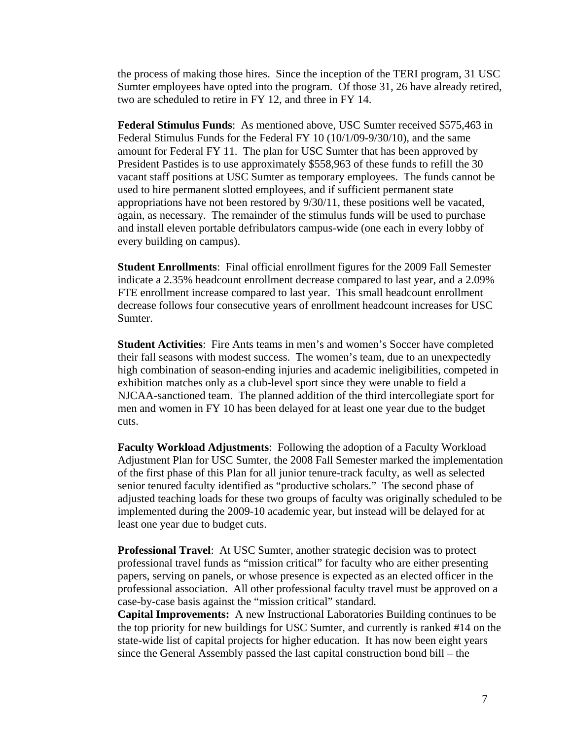the process of making those hires. Since the inception of the TERI program, 31 USC Sumter employees have opted into the program. Of those 31, 26 have already retired, two are scheduled to retire in FY 12, and three in FY 14.

**Federal Stimulus Funds**: As mentioned above, USC Sumter received $575,463 in Federal Stimulus Funds for the Federal FY 10 (10/1/09-9/30/10), and the same amount for Federal FY 11. The plan for USC Sumter that has been approved by President Pastides is to use approximately $558,963 of these funds to refill the 30 vacant staff positions at USC Sumter as temporary employees. The funds cannot be used to hire permanent slotted employees, and if sufficient permanent state appropriations have not been restored by 9/30/11, these positions well be vacated, again, as necessary. The remainder of the stimulus funds will be used to purchase and install eleven portable defribulators campus-wide (one each in every lobby of every building on campus).

**Student Enrollments**: Final official enrollment figures for the 2009 Fall Semester indicate a 2.35% headcount enrollment decrease compared to last year, and a 2.09% FTE enrollment increase compared to last year. This small headcount enrollment decrease follows four consecutive years of enrollment headcount increases for USC Sumter.

**Student Activities**: Fire Ants teams in men's and women's Soccer have completed their fall seasons with modest success. The women's team, due to an unexpectedly high combination of season-ending injuries and academic ineligibilities, competed in exhibition matches only as a club-level sport since they were unable to field a NJCAA-sanctioned team. The planned addition of the third intercollegiate sport for men and women in FY 10 has been delayed for at least one year due to the budget cuts.

**Faculty Workload Adjustments**: Following the adoption of a Faculty Workload Adjustment Plan for USC Sumter, the 2008 Fall Semester marked the implementation of the first phase of this Plan for all junior tenure-track faculty, as well as selected senior tenured faculty identified as "productive scholars." The second phase of adjusted teaching loads for these two groups of faculty was originally scheduled to be implemented during the 2009-10 academic year, but instead will be delayed for at least one year due to budget cuts.

**Professional Travel**: At USC Sumter, another strategic decision was to protect professional travel funds as "mission critical" for faculty who are either presenting papers, serving on panels, or whose presence is expected as an elected officer in the professional association. All other professional faculty travel must be approved on a case-by-case basis against the "mission critical" standard.

**Capital Improvements:** A new Instructional Laboratories Building continues to be the top priority for new buildings for USC Sumter, and currently is ranked #14 on the state-wide list of capital projects for higher education. It has now been eight years since the General Assembly passed the last capital construction bond bill – the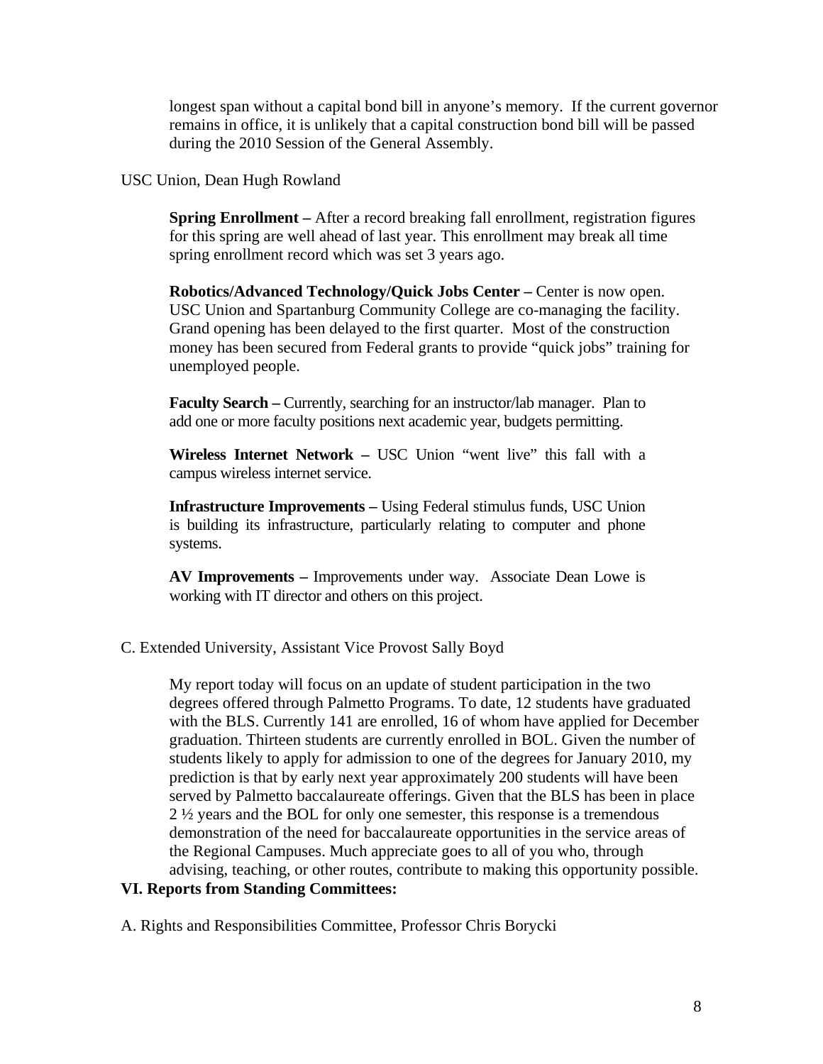longest span without a capital bond bill in anyone's memory. If the current governor remains in office, it is unlikely that a capital construction bond bill will be passed during the 2010 Session of the General Assembly.

USC Union, Dean Hugh Rowland

**Spring Enrollment –** After a record breaking fall enrollment, registration figures for this spring are well ahead of last year. This enrollment may break all time spring enrollment record which was set 3 years ago.

**Robotics/Advanced Technology/Quick Jobs Center –** Center is now open. USC Union and Spartanburg Community College are co-managing the facility. Grand opening has been delayed to the first quarter. Most of the construction money has been secured from Federal grants to provide "quick jobs" training for unemployed people.

**Faculty Search –** Currently, searching for an instructor/lab manager. Plan to add one or more faculty positions next academic year, budgets permitting.

**Wireless Internet Network –** USC Union "went live" this fall with a campus wireless internet service.

**Infrastructure Improvements –** Using Federal stimulus funds, USC Union is building its infrastructure, particularly relating to computer and phone systems.

**AV Improvements –** Improvements under way. Associate Dean Lowe is working with IT director and others on this project.

C. Extended University, Assistant Vice Provost Sally Boyd

My report today will focus on an update of student participation in the two degrees offered through Palmetto Programs. To date, 12 students have graduated with the BLS. Currently 141 are enrolled, 16 of whom have applied for December graduation. Thirteen students are currently enrolled in BOL. Given the number of students likely to apply for admission to one of the degrees for January 2010, my prediction is that by early next year approximately 200 students will have been served by Palmetto baccalaureate offerings. Given that the BLS has been in place 2 ½ years and the BOL for only one semester, this response is a tremendous demonstration of the need for baccalaureate opportunities in the service areas of the Regional Campuses. Much appreciate goes to all of you who, through advising, teaching, or other routes, contribute to making this opportunity possible.

**VI. Reports from Standing Committees:**

A. Rights and Responsibilities Committee, Professor Chris Borycki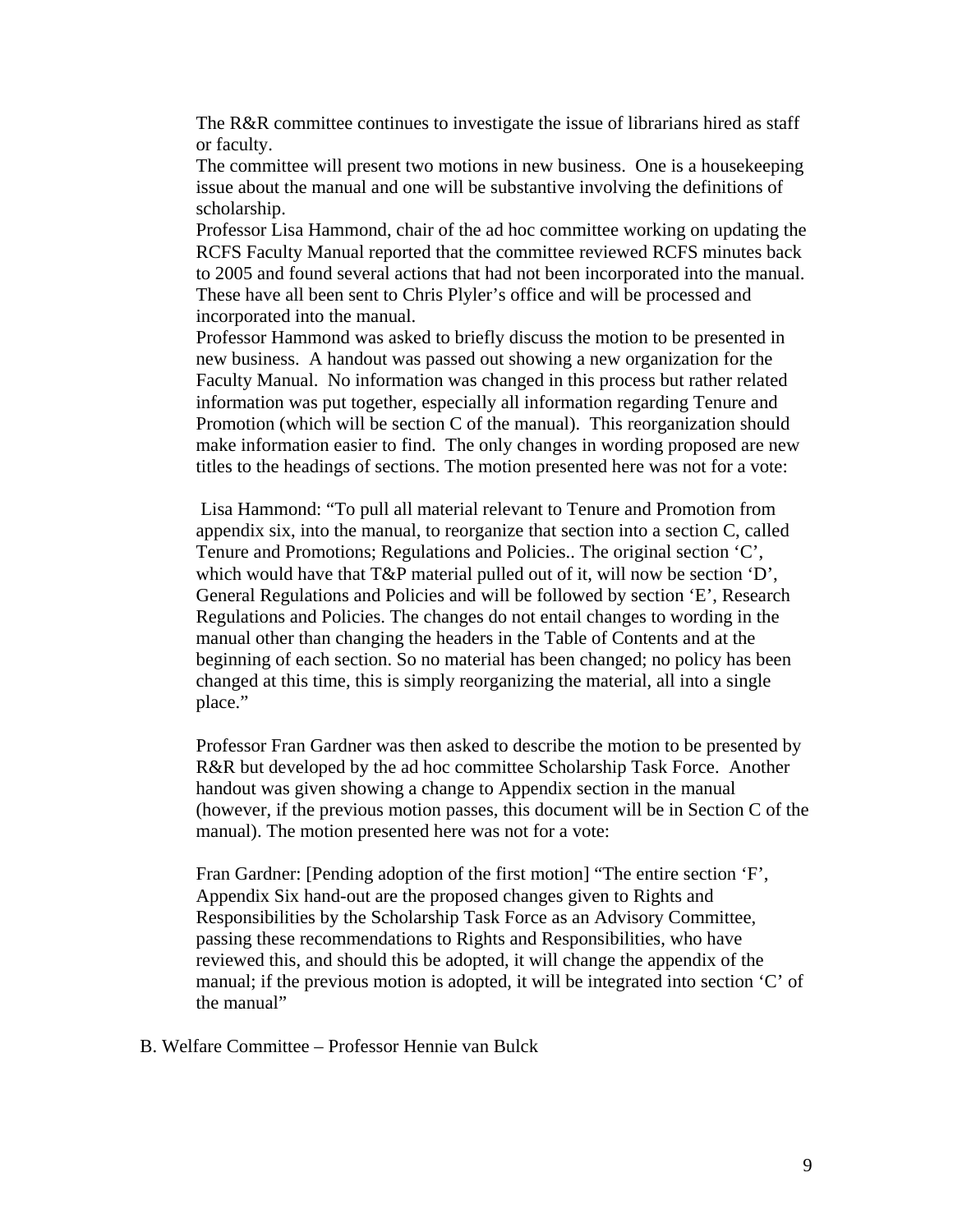The R&R committee continues to investigate the issue of librarians hired as staff or faculty.

The committee will present two motions in new business. One is a housekeeping issue about the manual and one will be substantive involving the definitions of scholarship.

Professor Lisa Hammond, chair of the ad hoc committee working on updating the RCFS Faculty Manual reported that the committee reviewed RCFS minutes back to 2005 and found several actions that had not been incorporated into the manual. These have all been sent to Chris Plyler's office and will be processed and incorporated into the manual.

Professor Hammond was asked to briefly discuss the motion to be presented in new business. A handout was passed out showing a new organization for the Faculty Manual. No information was changed in this process but rather related information was put together, especially all information regarding Tenure and Promotion (which will be section C of the manual). This reorganization should make information easier to find. The only changes in wording proposed are new titles to the headings of sections. The motion presented here was not for a vote:

Lisa Hammond: "To pull all material relevant to Tenure and Promotion from appendix six, into the manual, to reorganize that section into a section C, called Tenure and Promotions; Regulations and Policies.. The original section 'C', which would have that T&P material pulled out of it, will now be section 'D', General Regulations and Policies and will be followed by section 'E', Research Regulations and Policies. The changes do not entail changes to wording in the manual other than changing the headers in the Table of Contents and at the beginning of each section. So no material has been changed; no policy has been changed at this time, this is simply reorganizing the material, all into a single place."

Professor Fran Gardner was then asked to describe the motion to be presented by R&R but developed by the ad hoc committee Scholarship Task Force. Another handout was given showing a change to Appendix section in the manual (however, if the previous motion passes, this document will be in Section C of the manual). The motion presented here was not for a vote:

Fran Gardner: [Pending adoption of the first motion] "The entire section 'F', Appendix Six hand-out are the proposed changes given to Rights and Responsibilities by the Scholarship Task Force as an Advisory Committee, passing these recommendations to Rights and Responsibilities, who have reviewed this, and should this be adopted, it will change the appendix of the manual; if the previous motion is adopted, it will be integrated into section 'C' of the manual"

B. Welfare Committee – Professor Hennie van Bulck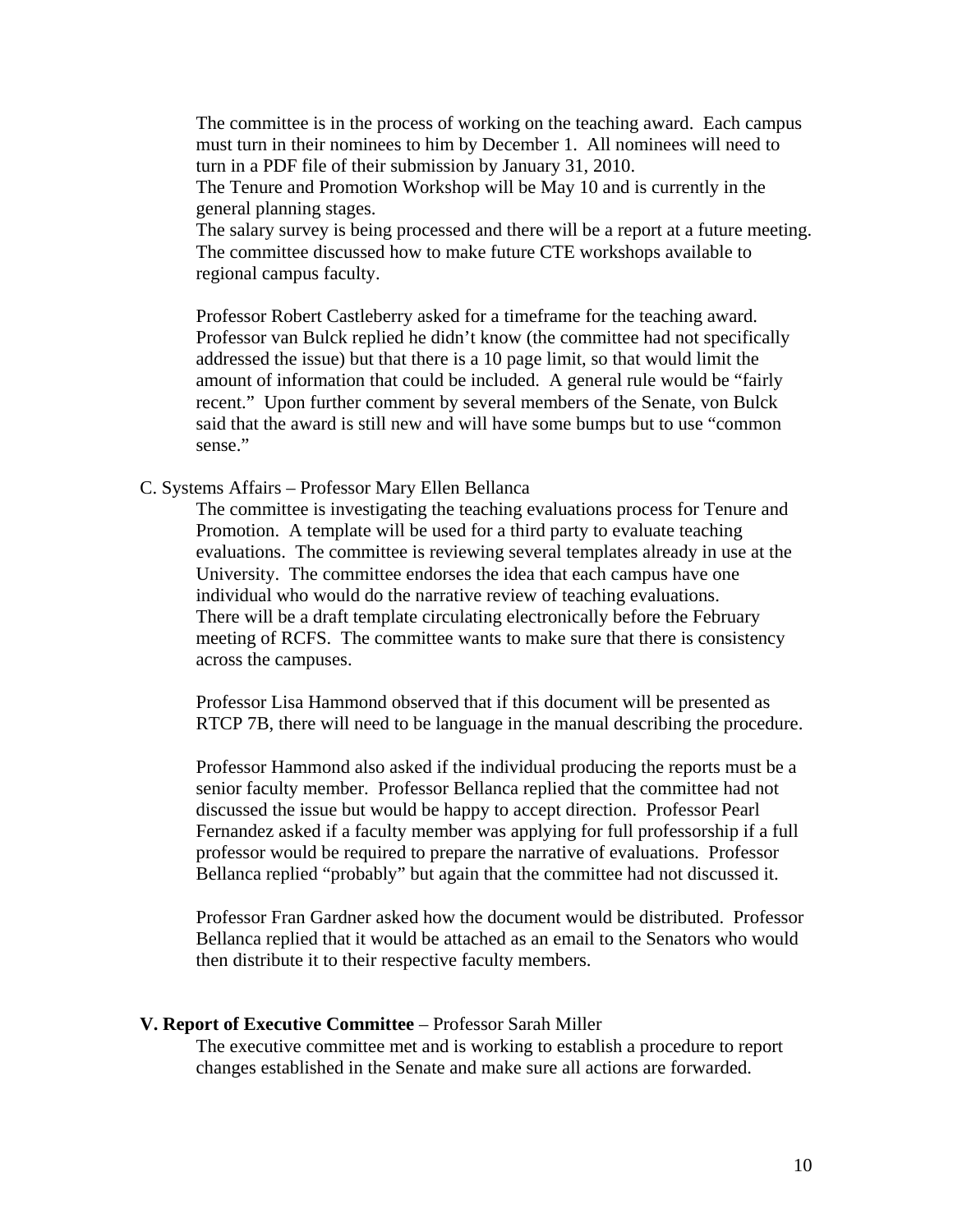The committee is in the process of working on the teaching award. Each campus must turn in their nominees to him by December 1. All nominees will need to turn in a PDF file of their submission by January 31, 2010.
The Tenure and Promotion Workshop will be May 10 and is currently in the general planning stages.
The salary survey is being processed and there will be a report at a future meeting.
The committee discussed how to make future CTE workshops available to regional campus faculty.

Professor Robert Castleberry asked for a timeframe for the teaching award. Professor van Bulck replied he didn't know (the committee had not specifically addressed the issue) but that there is a 10 page limit, so that would limit the amount of information that could be included. A general rule would be "fairly recent." Upon further comment by several members of the Senate, von Bulck said that the award is still new and will have some bumps but to use "common sense."

C. Systems Affairs – Professor Mary Ellen Bellanca

The committee is investigating the teaching evaluations process for Tenure and Promotion. A template will be used for a third party to evaluate teaching evaluations. The committee is reviewing several templates already in use at the University. The committee endorses the idea that each campus have one individual who would do the narrative review of teaching evaluations.
There will be a draft template circulating electronically before the February meeting of RCFS. The committee wants to make sure that there is consistency across the campuses.

Professor Lisa Hammond observed that if this document will be presented as RTCP 7B, there will need to be language in the manual describing the procedure.

Professor Hammond also asked if the individual producing the reports must be a senior faculty member. Professor Bellanca replied that the committee had not discussed the issue but would be happy to accept direction. Professor Pearl Fernandez asked if a faculty member was applying for full professorship if a full professor would be required to prepare the narrative of evaluations. Professor Bellanca replied "probably" but again that the committee had not discussed it.

Professor Fran Gardner asked how the document would be distributed. Professor Bellanca replied that it would be attached as an email to the Senators who would then distribute it to their respective faculty members.

**V. Report of Executive Committee** – Professor Sarah Miller

The executive committee met and is working to establish a procedure to report changes established in the Senate and make sure all actions are forwarded.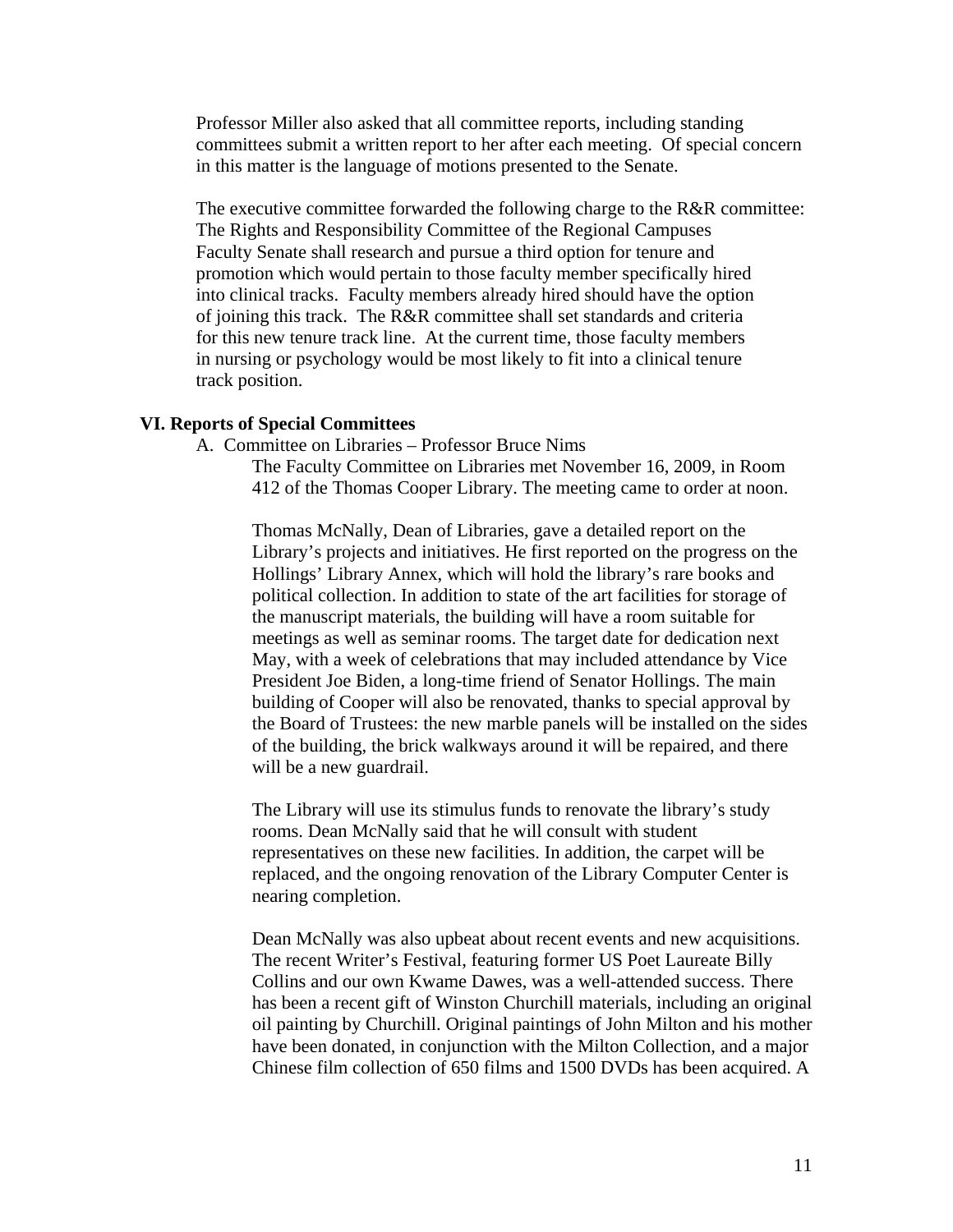Professor Miller also asked that all committee reports, including standing committees submit a written report to her after each meeting. Of special concern in this matter is the language of motions presented to the Senate.

The executive committee forwarded the following charge to the R&R committee: The Rights and Responsibility Committee of the Regional Campuses Faculty Senate shall research and pursue a third option for tenure and promotion which would pertain to those faculty member specifically hired into clinical tracks. Faculty members already hired should have the option of joining this track. The R&R committee shall set standards and criteria for this new tenure track line. At the current time, those faculty members in nursing or psychology would be most likely to fit into a clinical tenure track position.

## VI. Reports of Special Committees

A. Committee on Libraries – Professor Bruce Nims

The Faculty Committee on Libraries met November 16, 2009, in Room 412 of the Thomas Cooper Library. The meeting came to order at noon.

Thomas McNally, Dean of Libraries, gave a detailed report on the Library's projects and initiatives. He first reported on the progress on the Hollings' Library Annex, which will hold the library's rare books and political collection. In addition to state of the art facilities for storage of the manuscript materials, the building will have a room suitable for meetings as well as seminar rooms. The target date for dedication next May, with a week of celebrations that may included attendance by Vice President Joe Biden, a long-time friend of Senator Hollings. The main building of Cooper will also be renovated, thanks to special approval by the Board of Trustees: the new marble panels will be installed on the sides of the building, the brick walkways around it will be repaired, and there will be a new guardrail.

The Library will use its stimulus funds to renovate the library's study rooms. Dean McNally said that he will consult with student representatives on these new facilities. In addition, the carpet will be replaced, and the ongoing renovation of the Library Computer Center is nearing completion.

Dean McNally was also upbeat about recent events and new acquisitions. The recent Writer's Festival, featuring former US Poet Laureate Billy Collins and our own Kwame Dawes, was a well-attended success. There has been a recent gift of Winston Churchill materials, including an original oil painting by Churchill. Original paintings of John Milton and his mother have been donated, in conjunction with the Milton Collection, and a major Chinese film collection of 650 films and 1500 DVDs has been acquired. A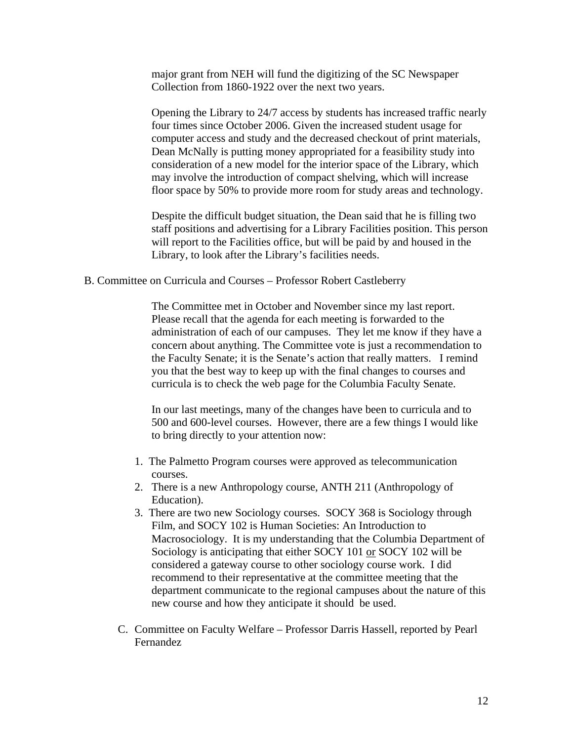major grant from NEH will fund the digitizing of the SC Newspaper Collection from 1860-1922 over the next two years.

Opening the Library to 24/7 access by students has increased traffic nearly four times since October 2006. Given the increased student usage for computer access and study and the decreased checkout of print materials, Dean McNally is putting money appropriated for a feasibility study into consideration of a new model for the interior space of the Library, which may involve the introduction of compact shelving, which will increase floor space by 50% to provide more room for study areas and technology.

Despite the difficult budget situation, the Dean said that he is filling two staff positions and advertising for a Library Facilities position. This person will report to the Facilities office, but will be paid by and housed in the Library, to look after the Library's facilities needs.

B. Committee on Curricula and Courses – Professor Robert Castleberry

The Committee met in October and November since my last report. Please recall that the agenda for each meeting is forwarded to the administration of each of our campuses. They let me know if they have a concern about anything. The Committee vote is just a recommendation to the Faculty Senate; it is the Senate's action that really matters. I remind you that the best way to keep up with the final changes to courses and curricula is to check the web page for the Columbia Faculty Senate.

In our last meetings, many of the changes have been to curricula and to 500 and 600-level courses. However, there are a few things I would like to bring directly to your attention now:

1. The Palmetto Program courses were approved as telecommunication courses.
2. There is a new Anthropology course, ANTH 211 (Anthropology of Education).
3. There are two new Sociology courses. SOCY 368 is Sociology through Film, and SOCY 102 is Human Societies: An Introduction to Macrosociology. It is my understanding that the Columbia Department of Sociology is anticipating that either SOCY 101 <u>or</u> SOCY 102 will be considered a gateway course to other sociology course work. I did recommend to their representative at the committee meeting that the department communicate to the regional campuses about the nature of this new course and how they anticipate it should be used.

C. Committee on Faculty Welfare – Professor Darris Hassell, reported by Pearl Fernandez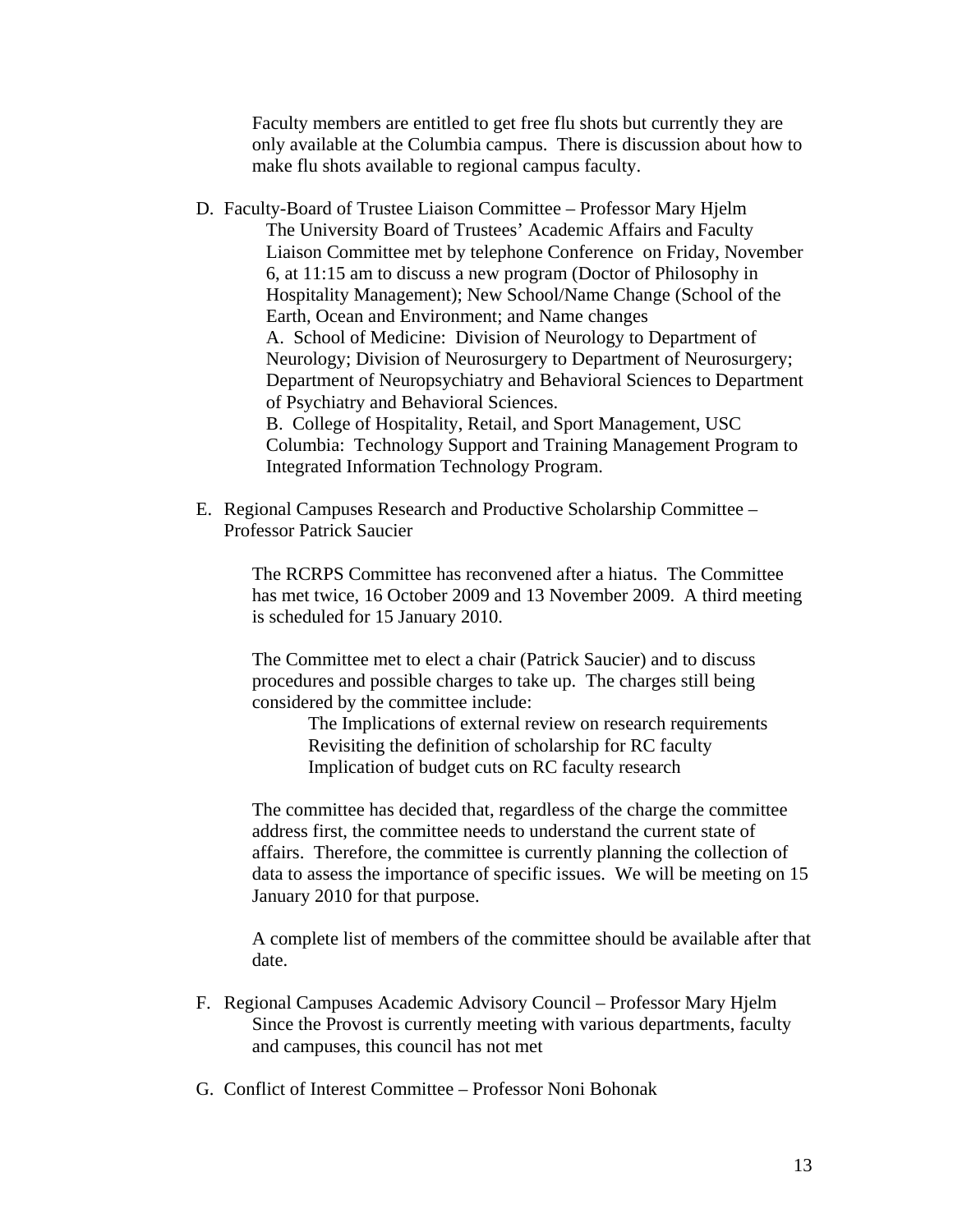Faculty members are entitled to get free flu shots but currently they are only available at the Columbia campus. There is discussion about how to make flu shots available to regional campus faculty.

D. Faculty-Board of Trustee Liaison Committee – Professor Mary Hjelm

The University Board of Trustees' Academic Affairs and Faculty Liaison Committee met by telephone Conference on Friday, November 6, at 11:15 am to discuss a new program (Doctor of Philosophy in Hospitality Management); New School/Name Change (School of the Earth, Ocean and Environment; and Name changes

A. School of Medicine: Division of Neurology to Department of Neurology; Division of Neurosurgery to Department of Neurosurgery; Department of Neuropsychiatry and Behavioral Sciences to Department of Psychiatry and Behavioral Sciences.

B. College of Hospitality, Retail, and Sport Management, USC Columbia: Technology Support and Training Management Program to Integrated Information Technology Program.

E. Regional Campuses Research and Productive Scholarship Committee – Professor Patrick Saucier

The RCRPS Committee has reconvened after a hiatus. The Committee has met twice, 16 October 2009 and 13 November 2009. A third meeting is scheduled for 15 January 2010.

The Committee met to elect a chair (Patrick Saucier) and to discuss procedures and possible charges to take up. The charges still being considered by the committee include:

The Implications of external review on research requirements
Revisiting the definition of scholarship for RC faculty
Implication of budget cuts on RC faculty research

The committee has decided that, regardless of the charge the committee address first, the committee needs to understand the current state of affairs. Therefore, the committee is currently planning the collection of data to assess the importance of specific issues. We will be meeting on 15 January 2010 for that purpose.

A complete list of members of the committee should be available after that date.

F. Regional Campuses Academic Advisory Council – Professor Mary Hjelm

Since the Provost is currently meeting with various departments, faculty and campuses, this council has not met

G. Conflict of Interest Committee – Professor Noni Bohonak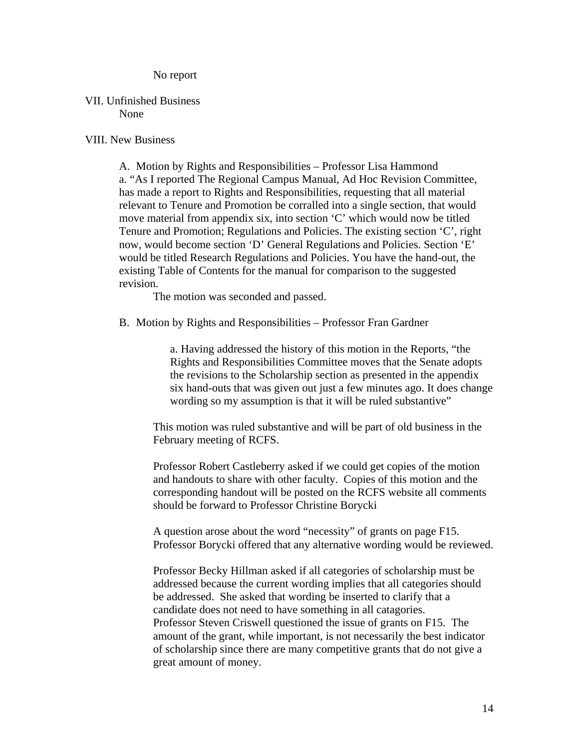No report

VII. Unfinished Business

None

VIII. New Business

A. Motion by Rights and Responsibilities – Professor Lisa Hammond

a. "As I reported The Regional Campus Manual, Ad Hoc Revision Committee, has made a report to Rights and Responsibilities, requesting that all material relevant to Tenure and Promotion be corralled into a single section, that would move material from appendix six, into section 'C' which would now be titled Tenure and Promotion; Regulations and Policies. The existing section 'C', right now, would become section 'D' General Regulations and Policies. Section 'E' would be titled Research Regulations and Policies. You have the hand-out, the existing Table of Contents for the manual for comparison to the suggested revision.

The motion was seconded and passed.

B. Motion by Rights and Responsibilities – Professor Fran Gardner

a. Having addressed the history of this motion in the Reports, "the Rights and Responsibilities Committee moves that the Senate adopts the revisions to the Scholarship section as presented in the appendix six hand-outs that was given out just a few minutes ago. It does change wording so my assumption is that it will be ruled substantive"

This motion was ruled substantive and will be part of old business in the February meeting of RCFS.

Professor Robert Castleberry asked if we could get copies of the motion and handouts to share with other faculty. Copies of this motion and the corresponding handout will be posted on the RCFS website all comments should be forward to Professor Christine Borycki

A question arose about the word "necessity" of grants on page F15. Professor Borycki offered that any alternative wording would be reviewed.

Professor Becky Hillman asked if all categories of scholarship must be addressed because the current wording implies that all categories should be addressed. She asked that wording be inserted to clarify that a candidate does not need to have something in all catagories.

Professor Steven Criswell questioned the issue of grants on F15. The amount of the grant, while important, is not necessarily the best indicator of scholarship since there are many competitive grants that do not give a great amount of money.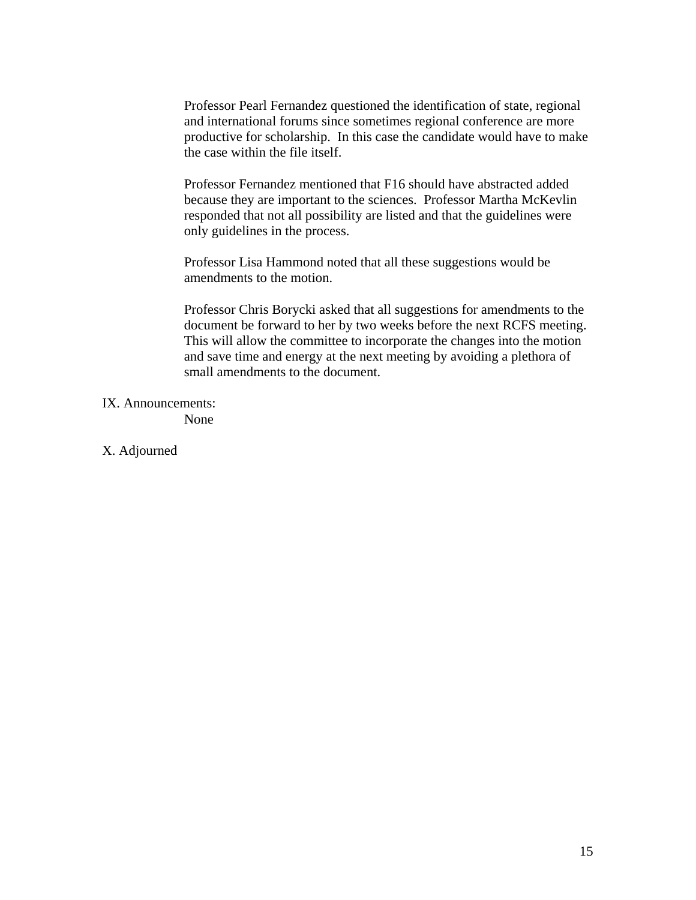Professor Pearl Fernandez questioned the identification of state, regional and international forums since sometimes regional conference are more productive for scholarship. In this case the candidate would have to make the case within the file itself.

Professor Fernandez mentioned that F16 should have abstracted added because they are important to the sciences. Professor Martha McKevlin responded that not all possibility are listed and that the guidelines were only guidelines in the process.

Professor Lisa Hammond noted that all these suggestions would be amendments to the motion.

Professor Chris Borycki asked that all suggestions for amendments to the document be forward to her by two weeks before the next RCFS meeting. This will allow the committee to incorporate the changes into the motion and save time and energy at the next meeting by avoiding a plethora of small amendments to the document.

IX. Announcements:

None

X. Adjourned